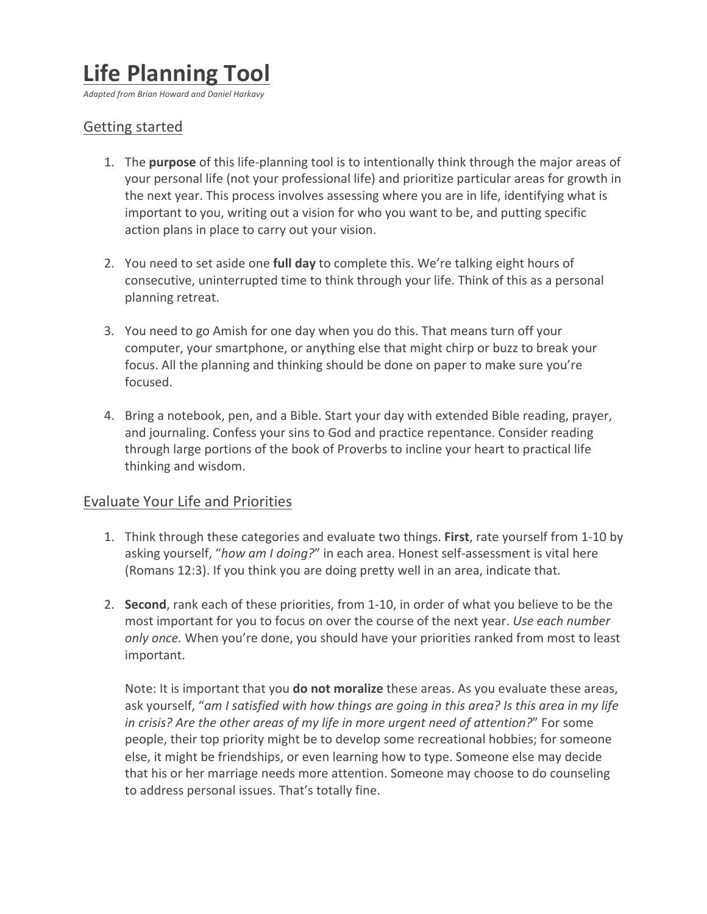# Life Planning Tool

*Adapted from Brian Howard and Daniel Harkavy*

## Getting started

1. The **purpose** of this life-planning tool is to intentionally think through the major areas of your personal life (not your professional life) and prioritize particular areas for growth in the next year. This process involves assessing where you are in life, identifying what is important to you, writing out a vision for who you want to be, and putting specific action plans in place to carry out your vision.

2. You need to set aside one **full day** to complete this. We're talking eight hours of consecutive, uninterrupted time to think through your life. Think of this as a personal planning retreat.

3. You need to go Amish for one day when you do this. That means turn off your computer, your smartphone, or anything else that might chirp or buzz to break your focus. All the planning and thinking should be done on paper to make sure you're focused.

4. Bring a notebook, pen, and a Bible. Start your day with extended Bible reading, prayer, and journaling. Confess your sins to God and practice repentance. Consider reading through large portions of the book of Proverbs to incline your heart to practical life thinking and wisdom.

## Evaluate Your Life and Priorities

1. Think through these categories and evaluate two things. **First**, rate yourself from 1-10 by asking yourself, "*how am I doing?*" in each area. Honest self-assessment is vital here (Romans 12:3). If you think you are doing pretty well in an area, indicate that.

2. **Second**, rank each of these priorities, from 1-10, in order of what you believe to be the most important for you to focus on over the course of the next year. *Use each number only once.* When you're done, you should have your priorities ranked from most to least important.

   Note: It is important that you **do not moralize** these areas. As you evaluate these areas, ask yourself, "*am I satisfied with how things are going in this area? Is this area in my life in crisis? Are the other areas of my life in more urgent need of attention?*" For some people, their top priority might be to develop some recreational hobbies; for someone else, it might be friendships, or even learning how to type. Someone else may decide that his or her marriage needs more attention. Someone may choose to do counseling to address personal issues. That's totally fine.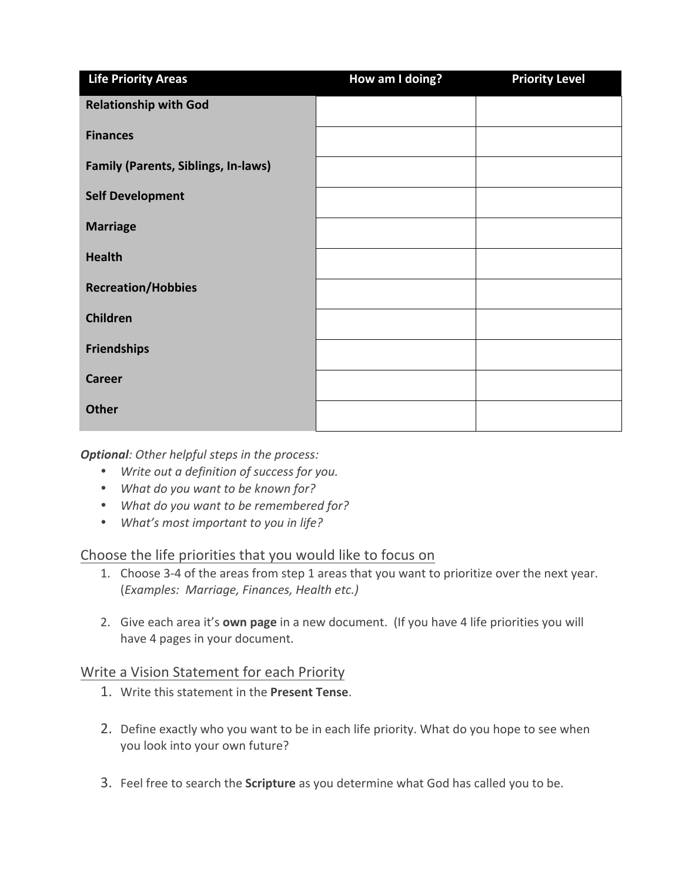| Life Priority Areas | How am I doing? | Priority Level |
|---|---|---|
| **Relationship with God** | | |
| **Finances** | | |
| **Family (Parents, Siblings, In-laws)** | | |
| **Self Development** | | |
| **Marriage** | | |
| **Health** | | |
| **Recreation/Hobbies** | | |
| **Children** | | |
| **Friendships** | | |
| **Career** | | |
| **Other** | | |

***Optional****: Other helpful steps in the process:*

- *Write out a definition of success for you.*
- *What do you want to be known for?*
- *What do you want to be remembered for?*
- *What's most important to you in life?*

## Choose the life priorities that you would like to focus on

1. Choose 3-4 of the areas from step 1 areas that you want to prioritize over the next year. (*Examples: Marriage, Finances, Health etc.)*
2. Give each area it's **own page** in a new document. (If you have 4 life priorities you will have 4 pages in your document.

## Write a Vision Statement for each Priority

1. Write this statement in the **Present Tense**.
2. Define exactly who you want to be in each life priority. What do you hope to see when you look into your own future?
3. Feel free to search the **Scripture** as you determine what God has called you to be.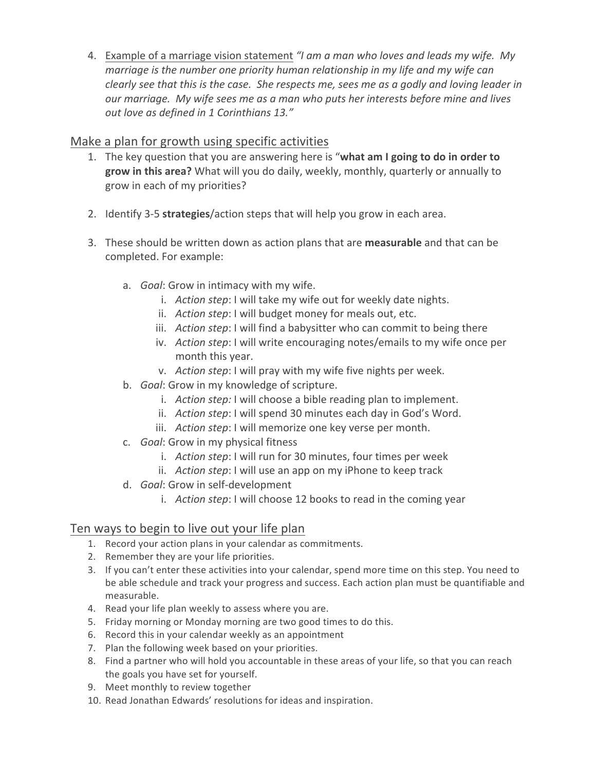4. <u>Example of a marriage vision statement</u> *"I am a man who loves and leads my wife. My marriage is the number one priority human relationship in my life and my wife can clearly see that this is the case. She respects me, sees me as a godly and loving leader in our marriage. My wife sees me as a man who puts her interests before mine and lives out love as defined in 1 Corinthians 13."*

## Make a plan for growth using specific activities

1. The key question that you are answering here is "**what am I going to do in order to grow in this area?** What will you do daily, weekly, monthly, quarterly or annually to grow in each of my priorities?

2. Identify 3-5 **strategies**/action steps that will help you grow in each area.

3. These should be written down as action plans that are **measurable** and that can be completed. For example:

    a. *Goal*: Grow in intimacy with my wife.
        i. *Action step*: I will take my wife out for weekly date nights.
        ii. *Action step*: I will budget money for meals out, etc.
        iii. *Action step*: I will find a babysitter who can commit to being there
        iv. *Action step*: I will write encouraging notes/emails to my wife once per month this year.
        v. *Action step*: I will pray with my wife five nights per week.
    b. *Goal*: Grow in my knowledge of scripture.
        i. *Action step:* I will choose a bible reading plan to implement.
        ii. *Action step*: I will spend 30 minutes each day in God's Word.
        iii. *Action step*: I will memorize one key verse per month.
    c. *Goal*: Grow in my physical fitness
        i. *Action step*: I will run for 30 minutes, four times per week
        ii. *Action step*: I will use an app on my iPhone to keep track
    d. *Goal*: Grow in self-development
        i. *Action step*: I will choose 12 books to read in the coming year

## Ten ways to begin to live out your life plan

1. Record your action plans in your calendar as commitments.
2. Remember they are your life priorities.
3. If you can't enter these activities into your calendar, spend more time on this step. You need to be able schedule and track your progress and success. Each action plan must be quantifiable and measurable.
4. Read your life plan weekly to assess where you are.
5. Friday morning or Monday morning are two good times to do this.
6. Record this in your calendar weekly as an appointment
7. Plan the following week based on your priorities.
8. Find a partner who will hold you accountable in these areas of your life, so that you can reach the goals you have set for yourself.
9. Meet monthly to review together
10. Read Jonathan Edwards' resolutions for ideas and inspiration.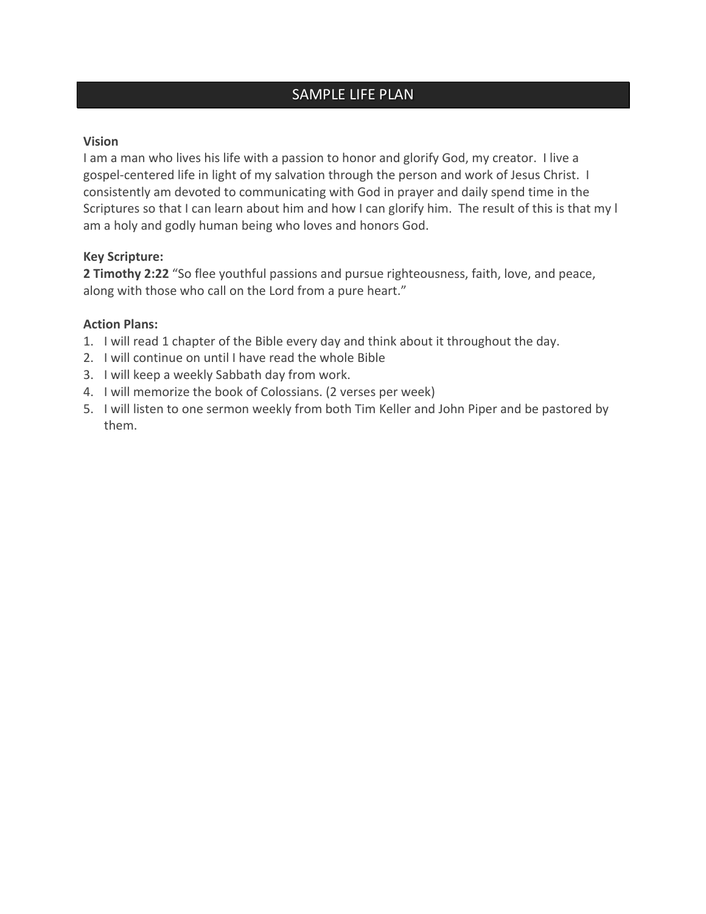# SAMPLE LIFE PLAN

**Vision**

I am a man who lives his life with a passion to honor and glorify God, my creator. I live a gospel-centered life in light of my salvation through the person and work of Jesus Christ. I consistently am devoted to communicating with God in prayer and daily spend time in the Scriptures so that I can learn about him and how I can glorify him. The result of this is that my l am a holy and godly human being who loves and honors God.

**Key Scripture:**

**2 Timothy 2:22** "So flee youthful passions and pursue righteousness, faith, love, and peace, along with those who call on the Lord from a pure heart."

**Action Plans:**

1. I will read 1 chapter of the Bible every day and think about it throughout the day.
2. I will continue on until I have read the whole Bible
3. I will keep a weekly Sabbath day from work.
4. I will memorize the book of Colossians. (2 verses per week)
5. I will listen to one sermon weekly from both Tim Keller and John Piper and be pastored by them.